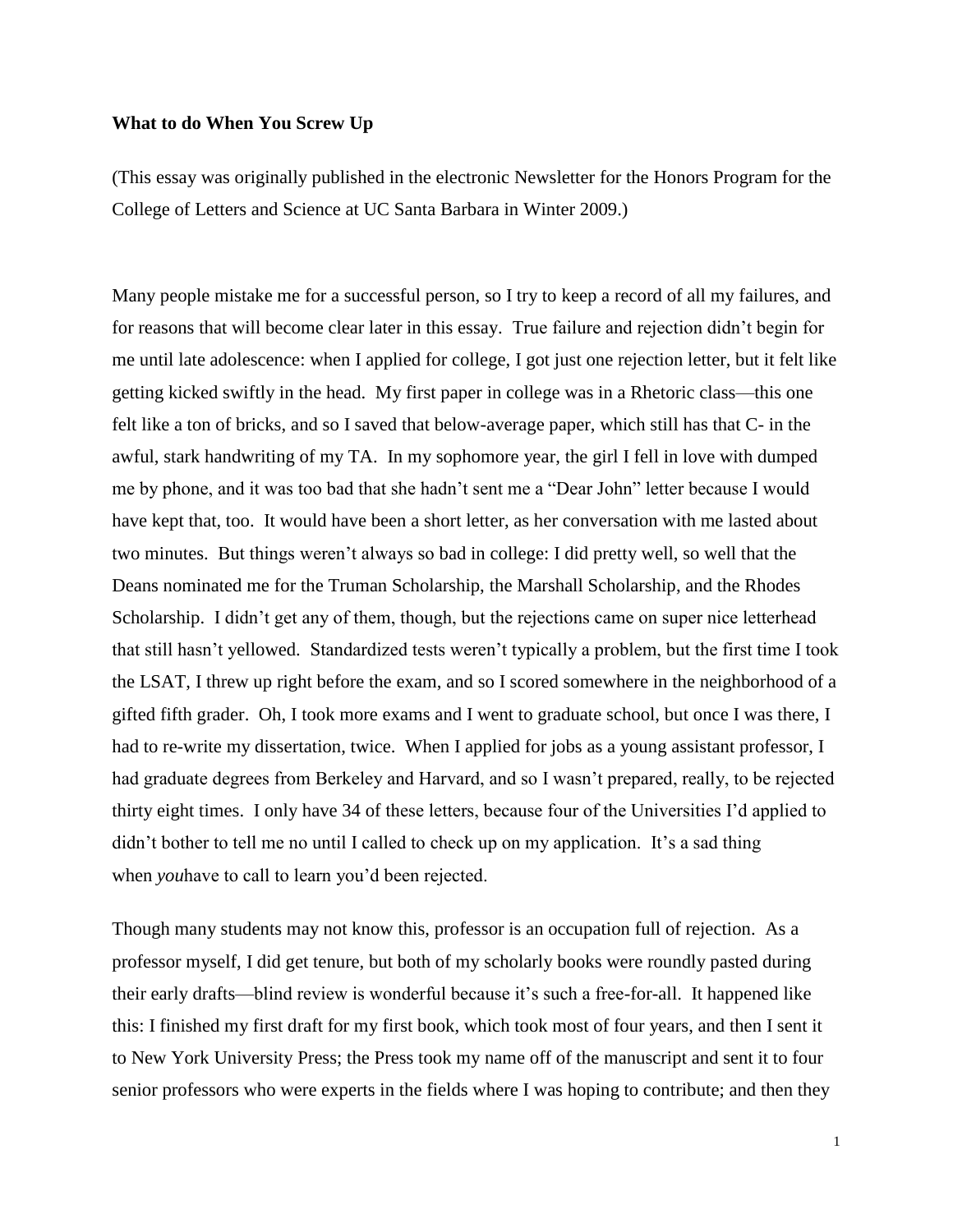**What to do When You Screw Up**

(This essay was originally published in the electronic Newsletter for the Honors Program for the College of Letters and Science at UC Santa Barbara in Winter 2009.)

Many people mistake me for a successful person, so I try to keep a record of all my failures, and for reasons that will become clear later in this essay. True failure and rejection didn't begin for me until late adolescence: when I applied for college, I got just one rejection letter, but it felt like getting kicked swiftly in the head. My first paper in college was in a Rhetoric class—this one felt like a ton of bricks, and so I saved that below-average paper, which still has that C- in the awful, stark handwriting of my TA. In my sophomore year, the girl I fell in love with dumped me by phone, and it was too bad that she hadn't sent me a "Dear John" letter because I would have kept that, too. It would have been a short letter, as her conversation with me lasted about two minutes. But things weren't always so bad in college: I did pretty well, so well that the Deans nominated me for the Truman Scholarship, the Marshall Scholarship, and the Rhodes Scholarship. I didn't get any of them, though, but the rejections came on super nice letterhead that still hasn't yellowed. Standardized tests weren't typically a problem, but the first time I took the LSAT, I threw up right before the exam, and so I scored somewhere in the neighborhood of a gifted fifth grader. Oh, I took more exams and I went to graduate school, but once I was there, I had to re-write my dissertation, twice. When I applied for jobs as a young assistant professor, I had graduate degrees from Berkeley and Harvard, and so I wasn't prepared, really, to be rejected thirty eight times. I only have 34 of these letters, because four of the Universities I'd applied to didn't bother to tell me no until I called to check up on my application. It's a sad thing when *you*have to call to learn you'd been rejected.

Though many students may not know this, professor is an occupation full of rejection. As a professor myself, I did get tenure, but both of my scholarly books were roundly pasted during their early drafts—blind review is wonderful because it's such a free-for-all. It happened like this: I finished my first draft for my first book, which took most of four years, and then I sent it to New York University Press; the Press took my name off of the manuscript and sent it to four senior professors who were experts in the fields where I was hoping to contribute; and then they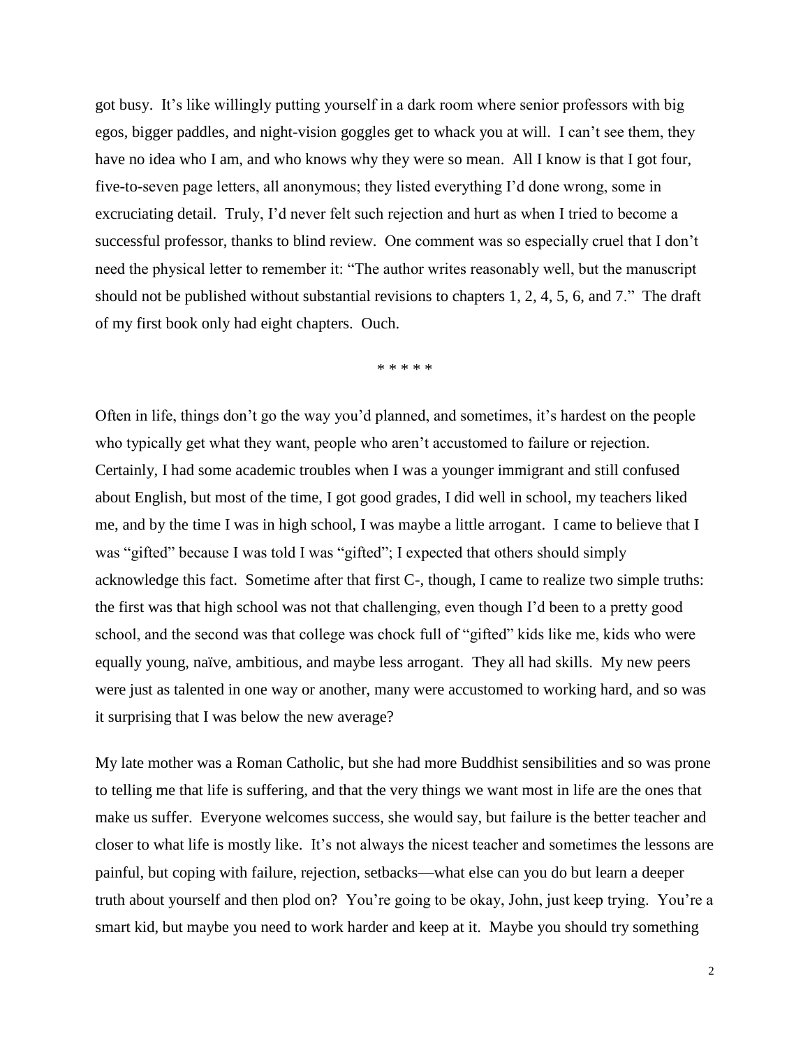got busy. It's like willingly putting yourself in a dark room where senior professors with big egos, bigger paddles, and night-vision goggles get to whack you at will. I can't see them, they have no idea who I am, and who knows why they were so mean. All I know is that I got four, five-to-seven page letters, all anonymous; they listed everything I'd done wrong, some in excruciating detail. Truly, I'd never felt such rejection and hurt as when I tried to become a successful professor, thanks to blind review. One comment was so especially cruel that I don't need the physical letter to remember it: "The author writes reasonably well, but the manuscript should not be published without substantial revisions to chapters 1, 2, 4, 5, 6, and 7." The draft of my first book only had eight chapters. Ouch.

* * * * *

Often in life, things don't go the way you'd planned, and sometimes, it's hardest on the people who typically get what they want, people who aren't accustomed to failure or rejection. Certainly, I had some academic troubles when I was a younger immigrant and still confused about English, but most of the time, I got good grades, I did well in school, my teachers liked me, and by the time I was in high school, I was maybe a little arrogant. I came to believe that I was "gifted" because I was told I was "gifted"; I expected that others should simply acknowledge this fact. Sometime after that first C-, though, I came to realize two simple truths: the first was that high school was not that challenging, even though I'd been to a pretty good school, and the second was that college was chock full of "gifted" kids like me, kids who were equally young, naïve, ambitious, and maybe less arrogant. They all had skills. My new peers were just as talented in one way or another, many were accustomed to working hard, and so was it surprising that I was below the new average?

My late mother was a Roman Catholic, but she had more Buddhist sensibilities and so was prone to telling me that life is suffering, and that the very things we want most in life are the ones that make us suffer. Everyone welcomes success, she would say, but failure is the better teacher and closer to what life is mostly like. It's not always the nicest teacher and sometimes the lessons are painful, but coping with failure, rejection, setbacks—what else can you do but learn a deeper truth about yourself and then plod on? You're going to be okay, John, just keep trying. You're a smart kid, but maybe you need to work harder and keep at it. Maybe you should try something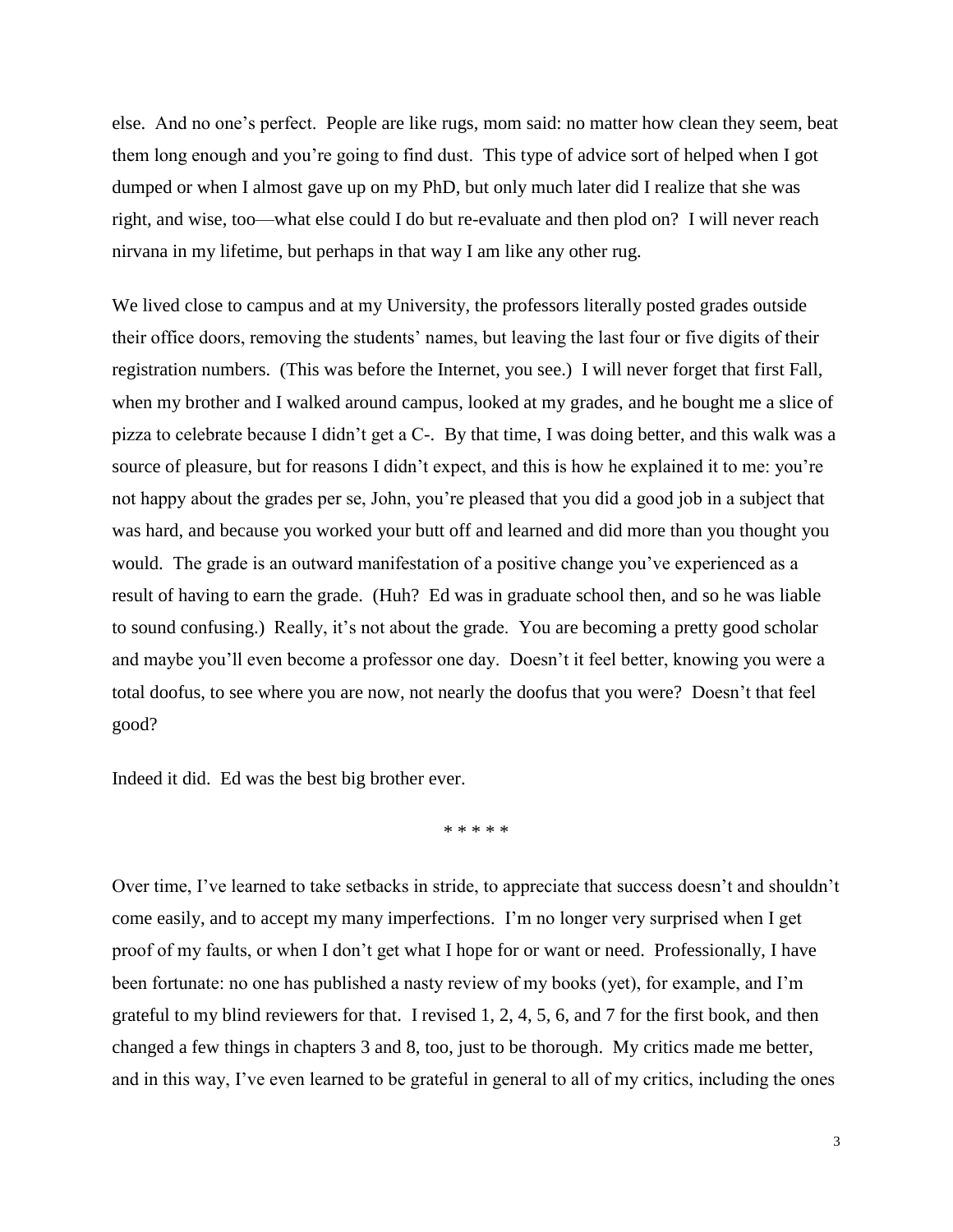else. And no one's perfect. People are like rugs, mom said: no matter how clean they seem, beat them long enough and you're going to find dust. This type of advice sort of helped when I got dumped or when I almost gave up on my PhD, but only much later did I realize that she was right, and wise, too—what else could I do but re-evaluate and then plod on? I will never reach nirvana in my lifetime, but perhaps in that way I am like any other rug.

We lived close to campus and at my University, the professors literally posted grades outside their office doors, removing the students' names, but leaving the last four or five digits of their registration numbers. (This was before the Internet, you see.) I will never forget that first Fall, when my brother and I walked around campus, looked at my grades, and he bought me a slice of pizza to celebrate because I didn't get a C-. By that time, I was doing better, and this walk was a source of pleasure, but for reasons I didn't expect, and this is how he explained it to me: you're not happy about the grades per se, John, you're pleased that you did a good job in a subject that was hard, and because you worked your butt off and learned and did more than you thought you would. The grade is an outward manifestation of a positive change you've experienced as a result of having to earn the grade. (Huh? Ed was in graduate school then, and so he was liable to sound confusing.) Really, it's not about the grade. You are becoming a pretty good scholar and maybe you'll even become a professor one day. Doesn't it feel better, knowing you were a total doofus, to see where you are now, not nearly the doofus that you were? Doesn't that feel good?

Indeed it did. Ed was the best big brother ever.

* * * * *

Over time, I've learned to take setbacks in stride, to appreciate that success doesn't and shouldn't come easily, and to accept my many imperfections. I'm no longer very surprised when I get proof of my faults, or when I don't get what I hope for or want or need. Professionally, I have been fortunate: no one has published a nasty review of my books (yet), for example, and I'm grateful to my blind reviewers for that. I revised 1, 2, 4, 5, 6, and 7 for the first book, and then changed a few things in chapters 3 and 8, too, just to be thorough. My critics made me better, and in this way, I've even learned to be grateful in general to all of my critics, including the ones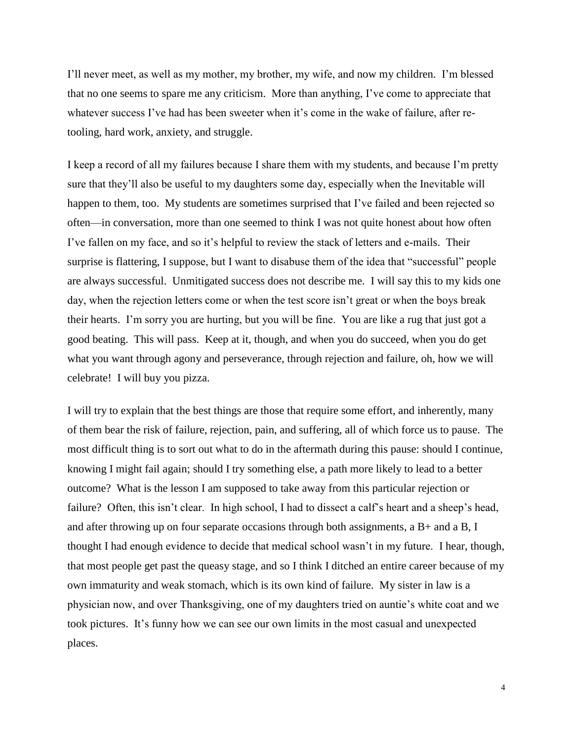I'll never meet, as well as my mother, my brother, my wife, and now my children. I'm blessed that no one seems to spare me any criticism. More than anything, I've come to appreciate that whatever success I've had has been sweeter when it's come in the wake of failure, after re-tooling, hard work, anxiety, and struggle.

I keep a record of all my failures because I share them with my students, and because I'm pretty sure that they'll also be useful to my daughters some day, especially when the Inevitable will happen to them, too. My students are sometimes surprised that I've failed and been rejected so often—in conversation, more than one seemed to think I was not quite honest about how often I've fallen on my face, and so it's helpful to review the stack of letters and e-mails. Their surprise is flattering, I suppose, but I want to disabuse them of the idea that "successful" people are always successful. Unmitigated success does not describe me. I will say this to my kids one day, when the rejection letters come or when the test score isn't great or when the boys break their hearts. I'm sorry you are hurting, but you will be fine. You are like a rug that just got a good beating. This will pass. Keep at it, though, and when you do succeed, when you do get what you want through agony and perseverance, through rejection and failure, oh, how we will celebrate! I will buy you pizza.

I will try to explain that the best things are those that require some effort, and inherently, many of them bear the risk of failure, rejection, pain, and suffering, all of which force us to pause. The most difficult thing is to sort out what to do in the aftermath during this pause: should I continue, knowing I might fail again; should I try something else, a path more likely to lead to a better outcome? What is the lesson I am supposed to take away from this particular rejection or failure? Often, this isn't clear. In high school, I had to dissect a calf's heart and a sheep's head, and after throwing up on four separate occasions through both assignments, a B+ and a B, I thought I had enough evidence to decide that medical school wasn't in my future. I hear, though, that most people get past the queasy stage, and so I think I ditched an entire career because of my own immaturity and weak stomach, which is its own kind of failure. My sister in law is a physician now, and over Thanksgiving, one of my daughters tried on auntie's white coat and we took pictures. It's funny how we can see our own limits in the most casual and unexpected places.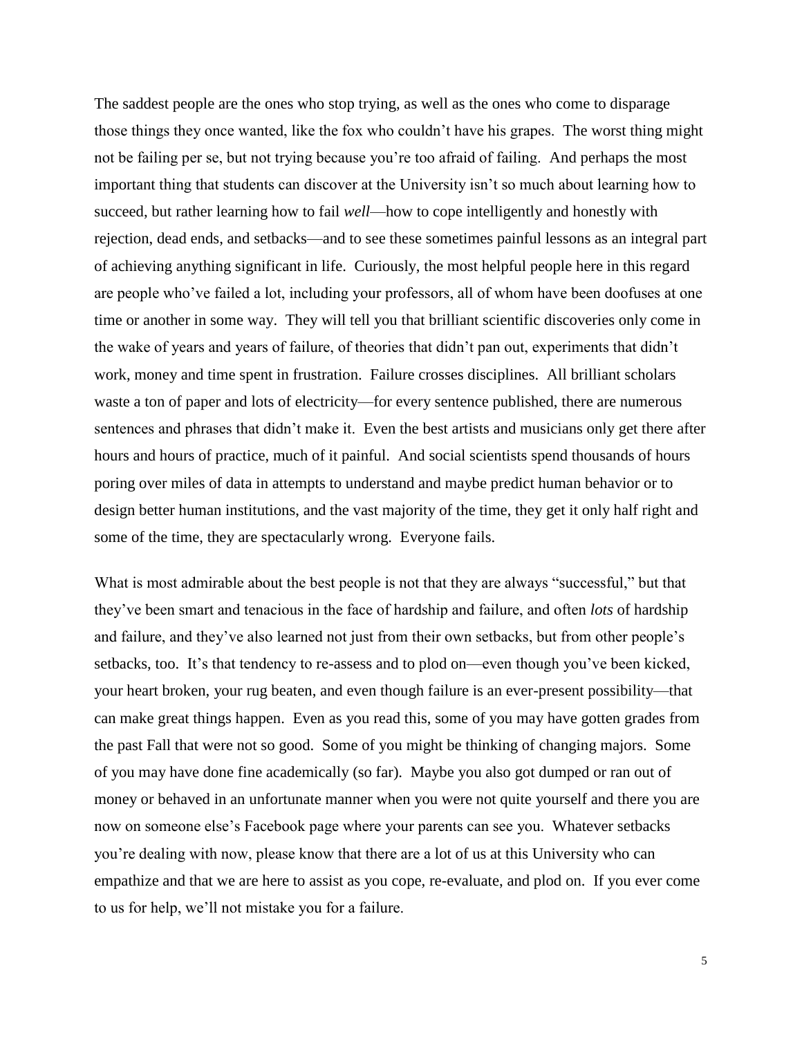The saddest people are the ones who stop trying, as well as the ones who come to disparage those things they once wanted, like the fox who couldn't have his grapes. The worst thing might not be failing per se, but not trying because you're too afraid of failing. And perhaps the most important thing that students can discover at the University isn't so much about learning how to succeed, but rather learning how to fail *well*—how to cope intelligently and honestly with rejection, dead ends, and setbacks—and to see these sometimes painful lessons as an integral part of achieving anything significant in life. Curiously, the most helpful people here in this regard are people who've failed a lot, including your professors, all of whom have been doofuses at one time or another in some way. They will tell you that brilliant scientific discoveries only come in the wake of years and years of failure, of theories that didn't pan out, experiments that didn't work, money and time spent in frustration. Failure crosses disciplines. All brilliant scholars waste a ton of paper and lots of electricity—for every sentence published, there are numerous sentences and phrases that didn't make it. Even the best artists and musicians only get there after hours and hours of practice, much of it painful. And social scientists spend thousands of hours poring over miles of data in attempts to understand and maybe predict human behavior or to design better human institutions, and the vast majority of the time, they get it only half right and some of the time, they are spectacularly wrong. Everyone fails.

What is most admirable about the best people is not that they are always "successful," but that they've been smart and tenacious in the face of hardship and failure, and often *lots* of hardship and failure, and they've also learned not just from their own setbacks, but from other people's setbacks, too. It's that tendency to re-assess and to plod on—even though you've been kicked, your heart broken, your rug beaten, and even though failure is an ever-present possibility—that can make great things happen. Even as you read this, some of you may have gotten grades from the past Fall that were not so good. Some of you might be thinking of changing majors. Some of you may have done fine academically (so far). Maybe you also got dumped or ran out of money or behaved in an unfortunate manner when you were not quite yourself and there you are now on someone else's Facebook page where your parents can see you. Whatever setbacks you're dealing with now, please know that there are a lot of us at this University who can empathize and that we are here to assist as you cope, re-evaluate, and plod on. If you ever come to us for help, we'll not mistake you for a failure.